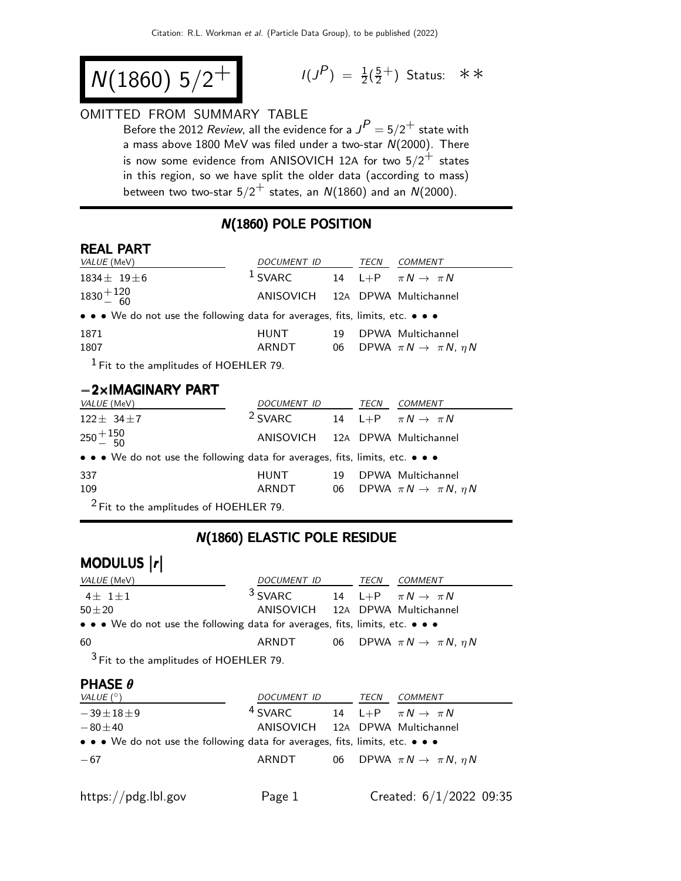# $N(1860)$ $5/2^+$

$I(J^P) = \frac{1}{2}(\frac{5}{2}^+)$ Status: ∗∗

OMITTED FROM SUMMARY TABLE

Before the 2012 *Review*, all the evidence for a $J^P = 5/2^+$ state with a mass above 1800 MeV was filed under a two-star $N(2000)$. There is now some evidence from ANISOVICH 12A for two $5/2^+$ states in this region, so we have split the older data (according to mass) between two two-star $5/2^+$ states, an $N(1860)$ and an $N(2000)$.

## N(1860) POLE POSITION

### REAL PART

| VALUE (MeV) | DOCUMENT ID | | TECN | COMMENT |
|---|---|---|---|---|
| $1834 \pm 19 \pm 6$ | SVARC [1] | 14 | L+P | $\pi N \to \pi N$ |
| $1830^{+120}_{-60}$ | ANISOVICH | 12A | DPWA | Multichannel |
| • • • We do not use the following data for averages, fits, limits, etc. • • • | | | | |
| 1871 | HUNT | 19 | DPWA | Multichannel |
| 1807 | ARNDT | 06 | DPWA | $\pi N \to \pi N$, $\eta N$ |

[1] Fit to the amplitudes of HOEHLER 79.

### −2×IMAGINARY PART

| VALUE (MeV) | DOCUMENT ID | | TECN | COMMENT |
|---|---|---|---|---|
| $122 \pm 34 \pm 7$ | SVARC [2] | 14 | L+P | $\pi N \to \pi N$ |
| $250^{+150}_{-50}$ | ANISOVICH | 12A | DPWA | Multichannel |
| • • • We do not use the following data for averages, fits, limits, etc. • • • | | | | |
| 337 | HUNT | 19 | DPWA | Multichannel |
| 109 | ARNDT | 06 | DPWA | $\pi N \to \pi N$, $\eta N$ |

[2] Fit to the amplitudes of HOEHLER 79.

## N(1860) ELASTIC POLE RESIDUE

### MODULUS |r|

| VALUE (MeV) | DOCUMENT ID | | TECN | COMMENT |
|---|---|---|---|---|
| $4 \pm 1 \pm 1$ | SVARC [3] | 14 | L+P | $\pi N \to \pi N$ |
| $50 \pm 20$ | ANISOVICH | 12A | DPWA | Multichannel |
| • • • We do not use the following data for averages, fits, limits, etc. • • • | | | | |
| 60 | ARNDT | 06 | DPWA | $\pi N \to \pi N$, $\eta N$ |

[3] Fit to the amplitudes of HOEHLER 79.

### PHASE θ

| VALUE (°) | DOCUMENT ID | | TECN | COMMENT |
|---|---|---|---|---|
| $-39 \pm 18 \pm 9$ | SVARC [4] | 14 | L+P | $\pi N \to \pi N$ |
| $-80 \pm 40$ | ANISOVICH | 12A | DPWA | Multichannel |
| • • • We do not use the following data for averages, fits, limits, etc. • • • | | | | |
| −67 | ARNDT | 06 | DPWA | $\pi N \to \pi N$, $\eta N$ |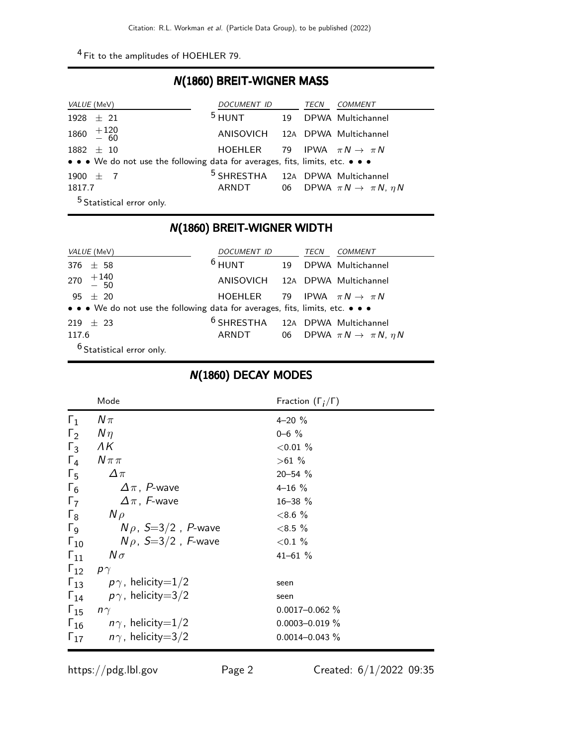[4] Fit to the amplitudes of HOEHLER 79.

## N(1860) BREIT-WIGNER MASS

| VALUE (MeV) | DOCUMENT ID | | TECN | COMMENT |
|---|---|---|---|---|
| 1928 ± 21 | [5] HUNT | 19 | DPWA | Multichannel |
| 1860 $^{+120}_{-60}$ | ANISOVICH | 12A | DPWA | Multichannel |
| 1882 ± 10 | HOEHLER | 79 | IPWA | $\pi N \to \pi N$ |
| • • • We do not use the following data for averages, fits, limits, etc. • • • | | | | |
| 1900 ± 7 | [5] SHRESTHA | 12A | DPWA | Multichannel |
| 1817.7 | ARNDT | 06 | DPWA | $\pi N \to \pi N, \eta N$ |

[5] Statistical error only.

## N(1860) BREIT-WIGNER WIDTH

| VALUE (MeV) | DOCUMENT ID | | TECN | COMMENT |
|---|---|---|---|---|
| 376 ± 58 | [6] HUNT | 19 | DPWA | Multichannel |
| 270 $^{+140}_{-50}$ | ANISOVICH | 12A | DPWA | Multichannel |
| 95 ± 20 | HOEHLER | 79 | IPWA | $\pi N \to \pi N$ |
| • • • We do not use the following data for averages, fits, limits, etc. • • • | | | | |
| 219 ± 23 | [6] SHRESTHA | 12A | DPWA | Multichannel |
| 117.6 | ARNDT | 06 | DPWA | $\pi N \to \pi N, \eta N$ |

[6] Statistical error only.

## N(1860) DECAY MODES

| | Mode | Fraction ($\Gamma_i/\Gamma$) |
|---|---|---|
| $\Gamma_1$ | $N\pi$ | 4–20 % |
| $\Gamma_2$ | $N\eta$ | 0–6 % |
| $\Gamma_3$ | $\Lambda K$ | <0.01 % |
| $\Gamma_4$ | $N\pi\pi$ | >61 % |
| $\Gamma_5$ | $\Delta\pi$ | 20–54 % |
| $\Gamma_6$ | $\Delta\pi$, P-wave | 4–16 % |
| $\Gamma_7$ | $\Delta\pi$, F-wave | 16–38 % |
| $\Gamma_8$ | $N\rho$ | <8.6 % |
| $\Gamma_9$ | $N\rho$, S=3/2 , P-wave | <8.5 % |
| $\Gamma_{10}$ | $N\rho$, S=3/2 , F-wave | <0.1 % |
| $\Gamma_{11}$ | $N\sigma$ | 41–61 % |
| $\Gamma_{12}$ | $p\gamma$ | |
| $\Gamma_{13}$ | $p\gamma$, helicity=1/2 | seen |
| $\Gamma_{14}$ | $p\gamma$, helicity=3/2 | seen |
| $\Gamma_{15}$ | $n\gamma$ | 0.0017–0.062 % |
| $\Gamma_{16}$ | $n\gamma$, helicity=1/2 | 0.0003–0.019 % |
| $\Gamma_{17}$ | $n\gamma$, helicity=3/2 | 0.0014–0.043 % |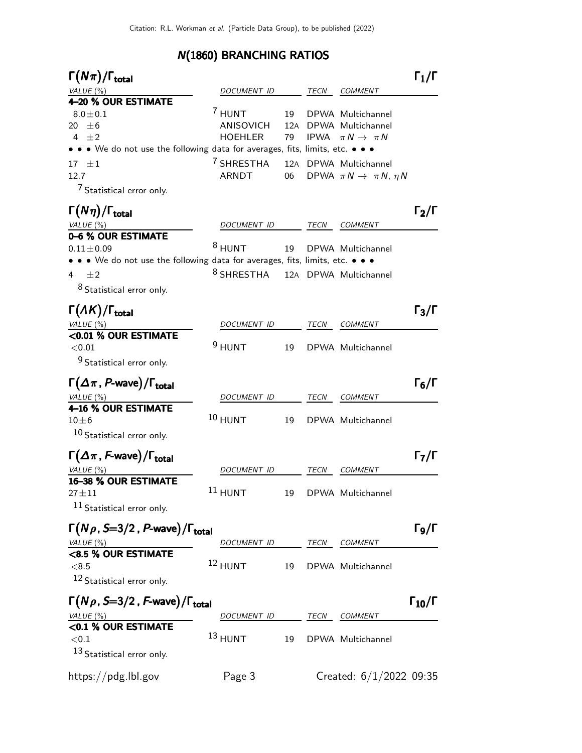## N(1860) BRANCHING RATIOS

### $\Gamma(N\pi)/\Gamma_{\text{total}}$ — $\Gamma_1/\Gamma$

| VALUE (%) | DOCUMENT ID | | TECN | COMMENT |
|---|---|---|---|---|
| **4–20 % OUR ESTIMATE** | | | | |
| $8.0\pm0.1$ | [7] HUNT | 19 | DPWA | Multichannel |
| $20\ \pm6$ | ANISOVICH | 12A | DPWA | Multichannel |
| $4\ \pm2$ | HOEHLER | 79 | IPWA | $\pi N \to \pi N$ |
| • • • We do not use the following data for averages, fits, limits, etc. • • • | | | | |
| $17\ \pm1$ | [7] SHRESTHA | 12A | DPWA | Multichannel |
| 12.7 | ARNDT | 06 | DPWA | $\pi N \to \pi N, \eta N$ |

[7] Statistical error only.

### $\Gamma(N\eta)/\Gamma_{\text{total}}$ — $\Gamma_2/\Gamma$

| VALUE (%) | DOCUMENT ID | | TECN | COMMENT |
|---|---|---|---|---|
| **0–6 % OUR ESTIMATE** | | | | |
| $0.11\pm0.09$ | [8] HUNT | 19 | DPWA | Multichannel |
| • • • We do not use the following data for averages, fits, limits, etc. • • • | | | | |
| $4\ \pm2$ | [8] SHRESTHA | 12A | DPWA | Multichannel |

[8] Statistical error only.

### $\Gamma(\Lambda K)/\Gamma_{\text{total}}$ — $\Gamma_3/\Gamma$

| VALUE (%) | DOCUMENT ID | | TECN | COMMENT |
|---|---|---|---|---|
| **<0.01 % OUR ESTIMATE** | | | | |
| $<0.01$ | [9] HUNT | 19 | DPWA | Multichannel |

[9] Statistical error only.

### $\Gamma(\Delta\pi, P\text{-wave})/\Gamma_{\text{total}}$ — $\Gamma_6/\Gamma$

| VALUE (%) | DOCUMENT ID | | TECN | COMMENT |
|---|---|---|---|---|
| **4–16 % OUR ESTIMATE** | | | | |
| $10\pm6$ | [10] HUNT | 19 | DPWA | Multichannel |

[10] Statistical error only.

### $\Gamma(\Delta\pi, F\text{-wave})/\Gamma_{\text{total}}$ — $\Gamma_7/\Gamma$

| VALUE (%) | DOCUMENT ID | | TECN | COMMENT |
|---|---|---|---|---|
| **16–38 % OUR ESTIMATE** | | | | |
| $27\pm11$ | [11] HUNT | 19 | DPWA | Multichannel |

[11] Statistical error only.

### $\Gamma(N\rho, S{=}3/2, P\text{-wave})/\Gamma_{\text{total}}$ — $\Gamma_9/\Gamma$

| VALUE (%) | DOCUMENT ID | | TECN | COMMENT |
|---|---|---|---|---|
| **<8.5 % OUR ESTIMATE** | | | | |
| $<8.5$ | [12] HUNT | 19 | DPWA | Multichannel |

[12] Statistical error only.

### $\Gamma(N\rho, S{=}3/2, F\text{-wave})/\Gamma_{\text{total}}$ — $\Gamma_{10}/\Gamma$

| VALUE (%) | DOCUMENT ID | | TECN | COMMENT |
|---|---|---|---|---|
| **<0.1 % OUR ESTIMATE** | | | | |
| $<0.1$ | [13] HUNT | 19 | DPWA | Multichannel |

[13] Statistical error only.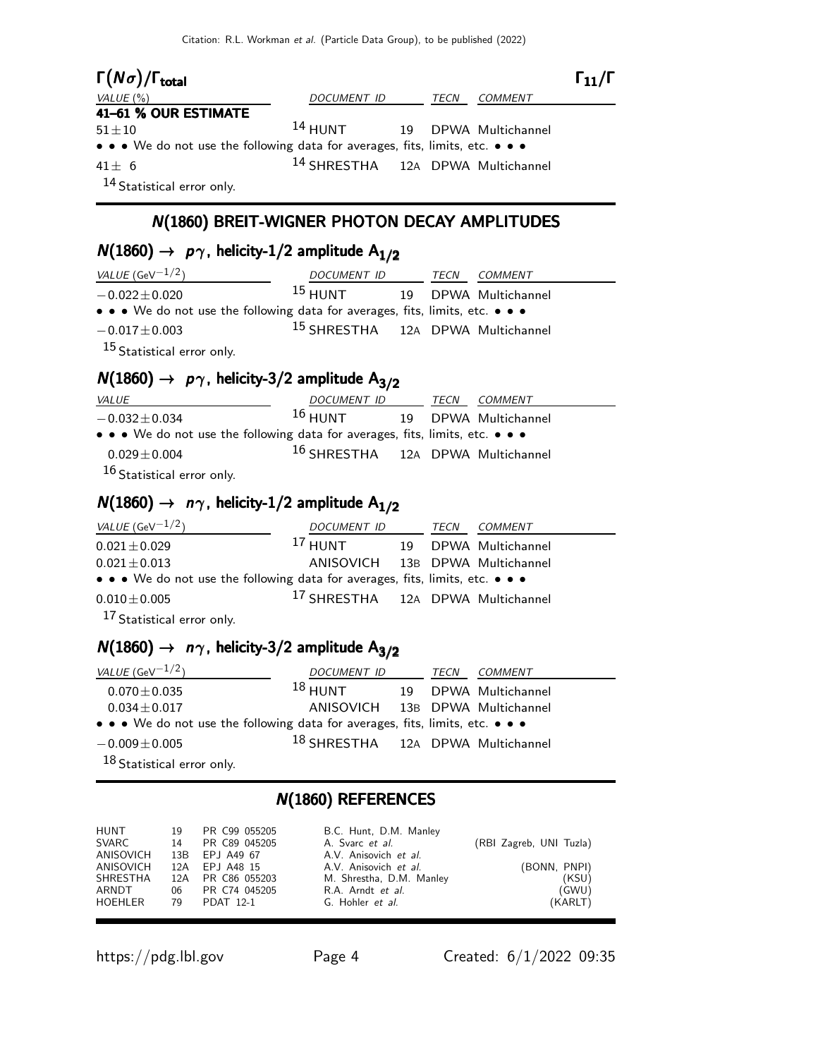### $\Gamma(N\sigma)/\Gamma_{total}$ $\Gamma_{11}/\Gamma$

| VALUE (%) | DOCUMENT ID | TECN | COMMENT |
|---|---|---|---|
| **41–61 % OUR ESTIMATE** | | | |
| $51\pm10$ | [14] HUNT | 19 DPWA | Multichannel |
| • • • We do not use the following data for averages, fits, limits, etc. • • • | | | |
| $41\pm\ 6$ | [14] SHRESTHA | 12A DPWA | Multichannel |

[14] Statistical error only.

## N(1860) BREIT-WIGNER PHOTON DECAY AMPLITUDES

### $N(1860) \rightarrow p\gamma$, helicity-1/2 amplitude $A_{1/2}$

| VALUE (GeV$^{-1/2}$) | DOCUMENT ID | TECN | COMMENT |
|---|---|---|---|
| $-0.022\pm0.020$ | [15] HUNT | 19 DPWA | Multichannel |
| • • • We do not use the following data for averages, fits, limits, etc. • • • | | | |
| $-0.017\pm0.003$ | [15] SHRESTHA | 12A DPWA | Multichannel |

[15] Statistical error only.

### $N(1860) \rightarrow p\gamma$, helicity-3/2 amplitude $A_{3/2}$

| VALUE | DOCUMENT ID | TECN | COMMENT |
|---|---|---|---|
| $-0.032\pm0.034$ | [16] HUNT | 19 DPWA | Multichannel |
| • • • We do not use the following data for averages, fits, limits, etc. • • • | | | |
| $0.029\pm0.004$ | [16] SHRESTHA | 12A DPWA | Multichannel |

[16] Statistical error only.

### $N(1860) \rightarrow n\gamma$, helicity-1/2 amplitude $A_{1/2}$

| VALUE (GeV$^{-1/2}$) | DOCUMENT ID | TECN | COMMENT |
|---|---|---|---|
| $0.021\pm0.029$ | [17] HUNT | 19 DPWA | Multichannel |
| $0.021\pm0.013$ | ANISOVICH | 13B DPWA | Multichannel |
| • • • We do not use the following data for averages, fits, limits, etc. • • • | | | |
| $0.010\pm0.005$ | [17] SHRESTHA | 12A DPWA | Multichannel |

[17] Statistical error only.

### $N(1860) \rightarrow n\gamma$, helicity-3/2 amplitude $A_{3/2}$

| VALUE (GeV$^{-1/2}$) | DOCUMENT ID | TECN | COMMENT |
|---|---|---|---|
| $0.070\pm0.035$ | [18] HUNT | 19 DPWA | Multichannel |
| $0.034\pm0.017$ | ANISOVICH | 13B DPWA | Multichannel |
| • • • We do not use the following data for averages, fits, limits, etc. • • • | | | |
| $-0.009\pm0.005$ | [18] SHRESTHA | 12A DPWA | Multichannel |

[18] Statistical error only.

## N(1860) REFERENCES

| | | | | |
|---|---|---|---|---|
| HUNT | 19 | PR C99 055205 | B.C. Hunt, D.M. Manley | |
| SVARC | 14 | PR C89 045205 | A. Svarc *et al.* | (RBI Zagreb, UNI Tuzla) |
| ANISOVICH | 13B | EPJ A49 67 | A.V. Anisovich *et al.* | |
| ANISOVICH | 12A | EPJ A48 15 | A.V. Anisovich *et al.* | (BONN, PNPI) |
| SHRESTHA | 12A | PR C86 055203 | M. Shrestha, D.M. Manley | (KSU) |
| ARNDT | 06 | PR C74 045205 | R.A. Arndt *et al.* | (GWU) |
| HOEHLER | 79 | PDAT 12-1 | G. Hohler *et al.* | (KARLT) |